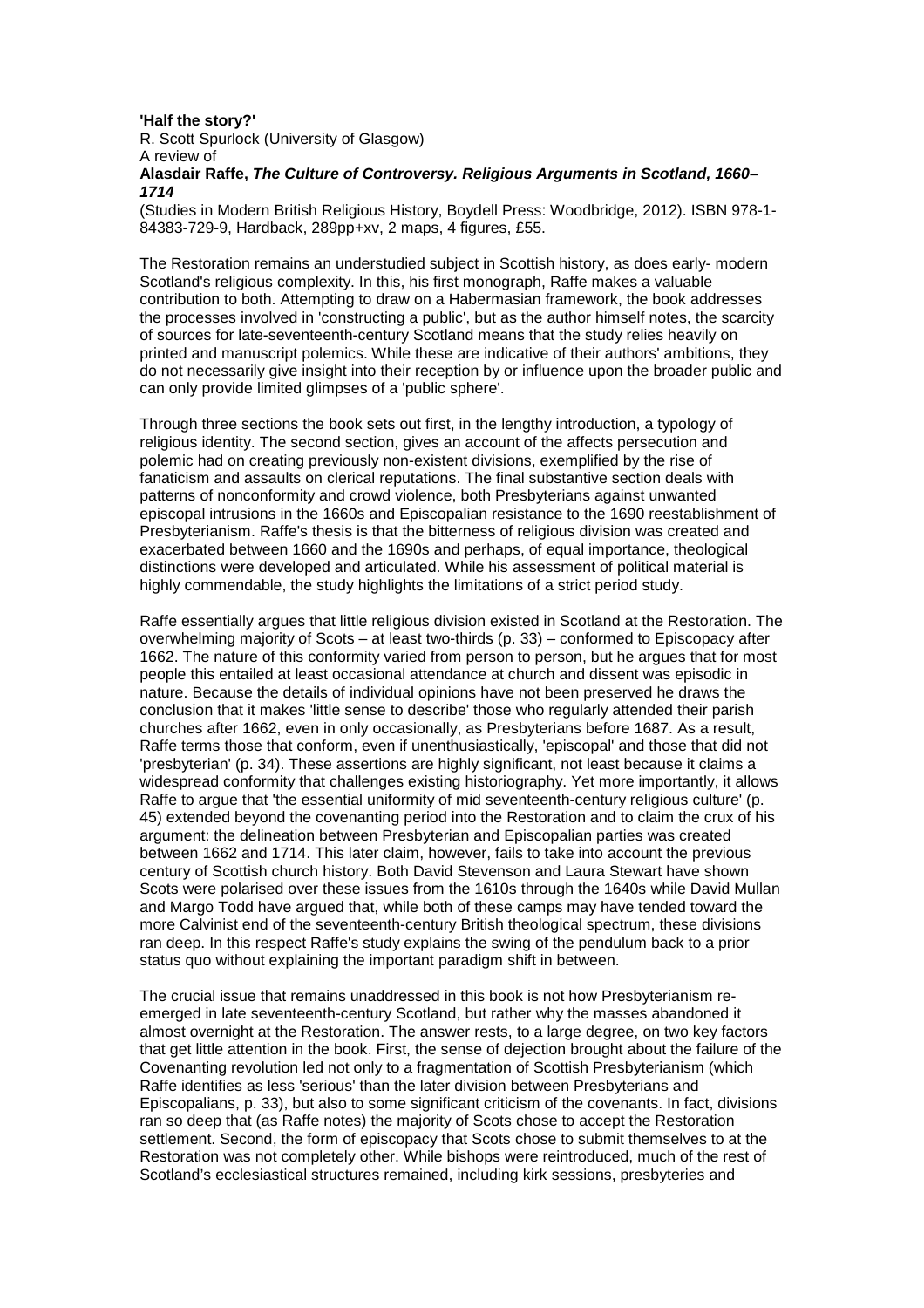**'Half the story?'**

R. Scott Spurlock (University of Glasgow)

A review of

**Alasdair Raffe, *The Culture of Controversy. Religious Arguments in Scotland, 1660–1714***

(Studies in Modern British Religious History, Boydell Press: Woodbridge, 2012). ISBN 978-1-84383-729-9, Hardback, 289pp+xv, 2 maps, 4 figures, £55.

The Restoration remains an understudied subject in Scottish history, as does early- modern Scotland's religious complexity. In this, his first monograph, Raffe makes a valuable contribution to both. Attempting to draw on a Habermasian framework, the book addresses the processes involved in 'constructing a public', but as the author himself notes, the scarcity of sources for late-seventeenth-century Scotland means that the study relies heavily on printed and manuscript polemics. While these are indicative of their authors' ambitions, they do not necessarily give insight into their reception by or influence upon the broader public and can only provide limited glimpses of a 'public sphere'.

Through three sections the book sets out first, in the lengthy introduction, a typology of religious identity. The second section, gives an account of the affects persecution and polemic had on creating previously non-existent divisions, exemplified by the rise of fanaticism and assaults on clerical reputations. The final substantive section deals with patterns of nonconformity and crowd violence, both Presbyterians against unwanted episcopal intrusions in the 1660s and Episcopalian resistance to the 1690 reestablishment of Presbyterianism. Raffe's thesis is that the bitterness of religious division was created and exacerbated between 1660 and the 1690s and perhaps, of equal importance, theological distinctions were developed and articulated. While his assessment of political material is highly commendable, the study highlights the limitations of a strict period study.

Raffe essentially argues that little religious division existed in Scotland at the Restoration. The overwhelming majority of Scots – at least two-thirds (p. 33) – conformed to Episcopacy after 1662. The nature of this conformity varied from person to person, but he argues that for most people this entailed at least occasional attendance at church and dissent was episodic in nature. Because the details of individual opinions have not been preserved he draws the conclusion that it makes 'little sense to describe' those who regularly attended their parish churches after 1662, even in only occasionally, as Presbyterians before 1687. As a result, Raffe terms those that conform, even if unenthusiastically, 'episcopal' and those that did not 'presbyterian' (p. 34). These assertions are highly significant, not least because it claims a widespread conformity that challenges existing historiography. Yet more importantly, it allows Raffe to argue that 'the essential uniformity of mid seventeenth-century religious culture' (p. 45) extended beyond the covenanting period into the Restoration and to claim the crux of his argument: the delineation between Presbyterian and Episcopalian parties was created between 1662 and 1714. This later claim, however, fails to take into account the previous century of Scottish church history. Both David Stevenson and Laura Stewart have shown Scots were polarised over these issues from the 1610s through the 1640s while David Mullan and Margo Todd have argued that, while both of these camps may have tended toward the more Calvinist end of the seventeenth-century British theological spectrum, these divisions ran deep. In this respect Raffe's study explains the swing of the pendulum back to a prior status quo without explaining the important paradigm shift in between.

The crucial issue that remains unaddressed in this book is not how Presbyterianism re-emerged in late seventeenth-century Scotland, but rather why the masses abandoned it almost overnight at the Restoration. The answer rests, to a large degree, on two key factors that get little attention in the book. First, the sense of dejection brought about the failure of the Covenanting revolution led not only to a fragmentation of Scottish Presbyterianism (which Raffe identifies as less 'serious' than the later division between Presbyterians and Episcopalians, p. 33), but also to some significant criticism of the covenants. In fact, divisions ran so deep that (as Raffe notes) the majority of Scots chose to accept the Restoration settlement. Second, the form of episcopacy that Scots chose to submit themselves to at the Restoration was not completely other. While bishops were reintroduced, much of the rest of Scotland's ecclesiastical structures remained, including kirk sessions, presbyteries and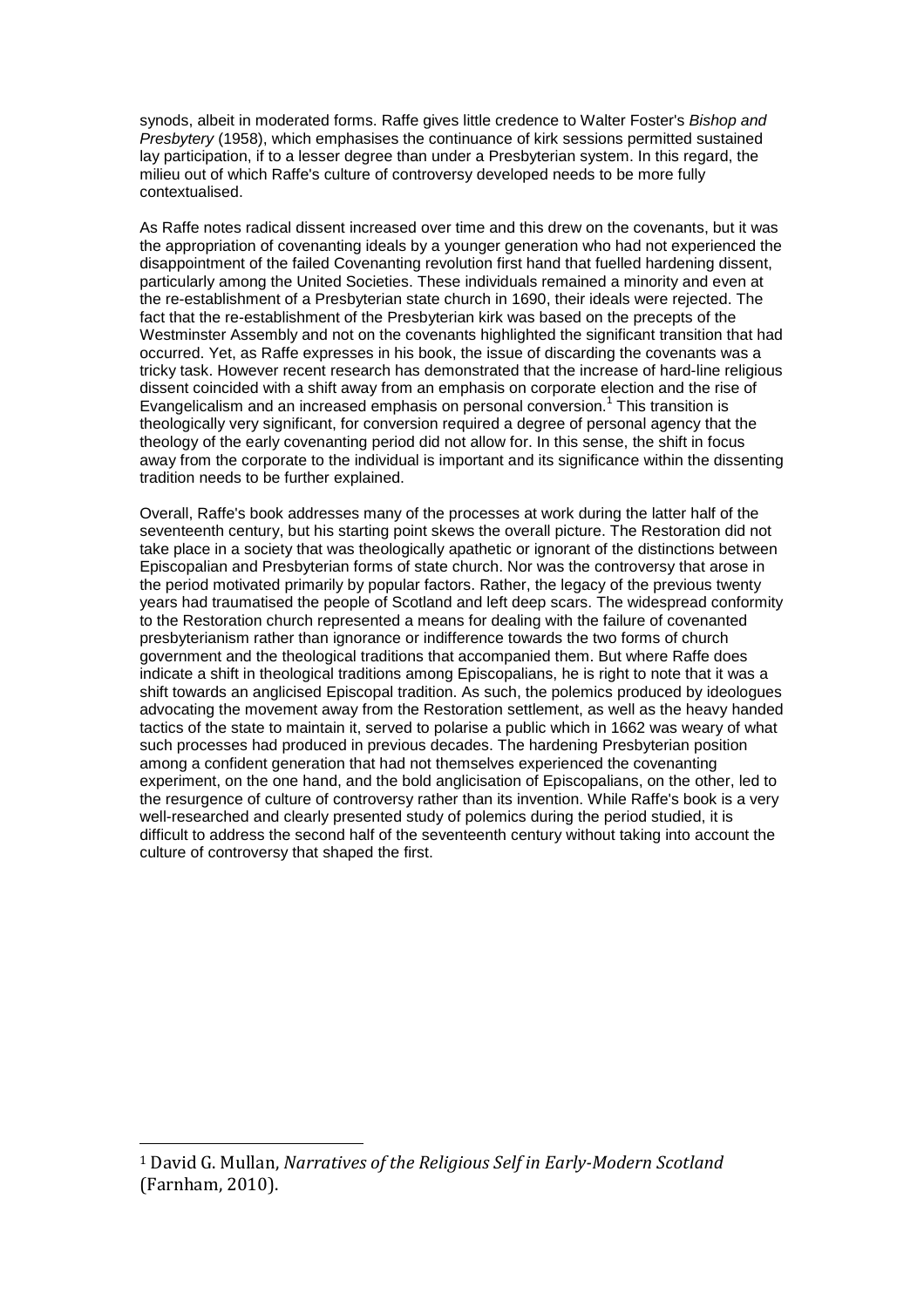synods, albeit in moderated forms. Raffe gives little credence to Walter Foster's *Bishop and Presbytery* (1958), which emphasises the continuance of kirk sessions permitted sustained lay participation, if to a lesser degree than under a Presbyterian system. In this regard, the milieu out of which Raffe's culture of controversy developed needs to be more fully contextualised.

As Raffe notes radical dissent increased over time and this drew on the covenants, but it was the appropriation of covenanting ideals by a younger generation who had not experienced the disappointment of the failed Covenanting revolution first hand that fuelled hardening dissent, particularly among the United Societies. These individuals remained a minority and even at the re-establishment of a Presbyterian state church in 1690, their ideals were rejected. The fact that the re-establishment of the Presbyterian kirk was based on the precepts of the Westminster Assembly and not on the covenants highlighted the significant transition that had occurred. Yet, as Raffe expresses in his book, the issue of discarding the covenants was a tricky task. However recent research has demonstrated that the increase of hard-line religious dissent coincided with a shift away from an emphasis on corporate election and the rise of Evangelicalism and an increased emphasis on personal conversion.[1] This transition is theologically very significant, for conversion required a degree of personal agency that the theology of the early covenanting period did not allow for. In this sense, the shift in focus away from the corporate to the individual is important and its significance within the dissenting tradition needs to be further explained.

Overall, Raffe's book addresses many of the processes at work during the latter half of the seventeenth century, but his starting point skews the overall picture. The Restoration did not take place in a society that was theologically apathetic or ignorant of the distinctions between Episcopalian and Presbyterian forms of state church. Nor was the controversy that arose in the period motivated primarily by popular factors. Rather, the legacy of the previous twenty years had traumatised the people of Scotland and left deep scars. The widespread conformity to the Restoration church represented a means for dealing with the failure of covenanted presbyterianism rather than ignorance or indifference towards the two forms of church government and the theological traditions that accompanied them. But where Raffe does indicate a shift in theological traditions among Episcopalians, he is right to note that it was a shift towards an anglicised Episcopal tradition. As such, the polemics produced by ideologues advocating the movement away from the Restoration settlement, as well as the heavy handed tactics of the state to maintain it, served to polarise a public which in 1662 was weary of what such processes had produced in previous decades. The hardening Presbyterian position among a confident generation that had not themselves experienced the covenanting experiment, on the one hand, and the bold anglicisation of Episcopalians, on the other, led to the resurgence of culture of controversy rather than its invention. While Raffe's book is a very well-researched and clearly presented study of polemics during the period studied, it is difficult to address the second half of the seventeenth century without taking into account the culture of controversy that shaped the first.

[1] David G. Mullan, *Narratives of the Religious Self in Early-Modern Scotland* (Farnham, 2010).